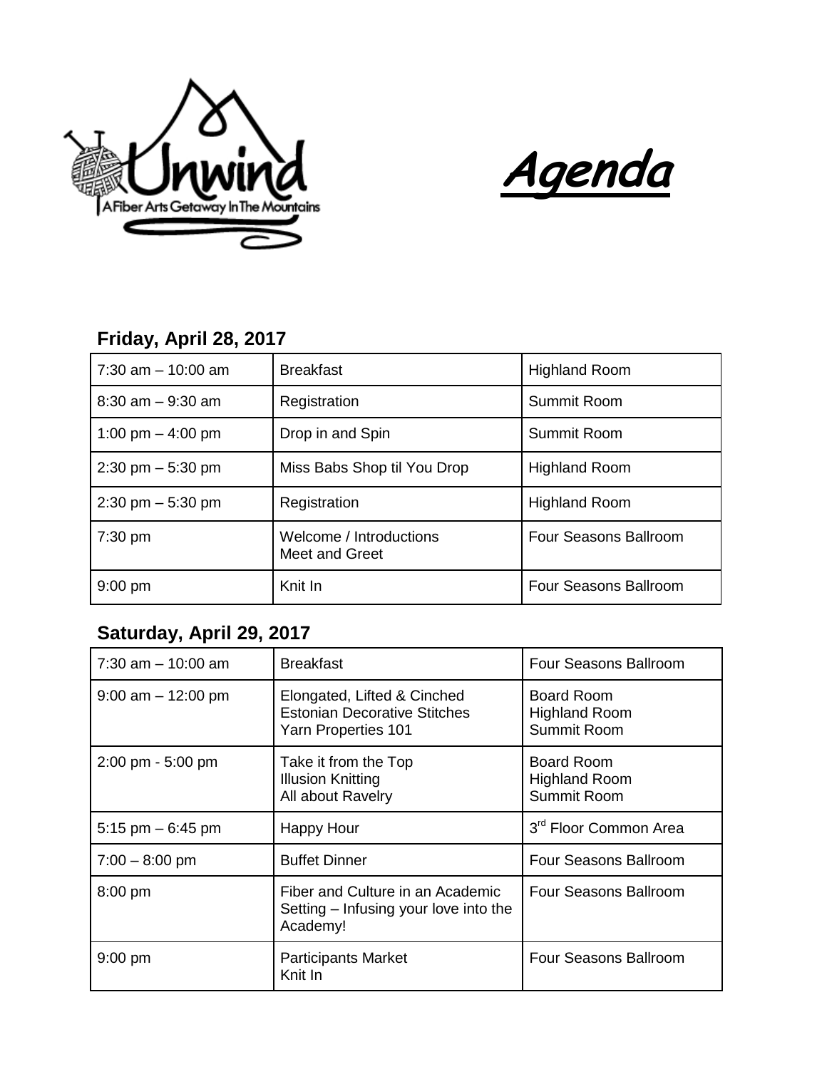Unwind

A Fiber Arts Getaway In The Mountains

# Agenda

## Friday, April 28, 2017

| | | |
|---|---|---|
| 7:30 am – 10:00 am | Breakfast | Highland Room |
| 8:30 am – 9:30 am | Registration | Summit Room |
| 1:00 pm – 4:00 pm | Drop in and Spin | Summit Room |
| 2:30 pm – 5:30 pm | Miss Babs Shop til You Drop | Highland Room |
| 2:30 pm – 5:30 pm | Registration | Highland Room |
| 7:30 pm | Welcome / Introductions<br>Meet and Greet | Four Seasons Ballroom |
| 9:00 pm | Knit In | Four Seasons Ballroom |

## Saturday, April 29, 2017

| | | |
|---|---|---|
| 7:30 am – 10:00 am | Breakfast | Four Seasons Ballroom |
| 9:00 am – 12:00 pm | Elongated, Lifted & Cinched<br>Estonian Decorative Stitches<br>Yarn Properties 101 | Board Room<br>Highland Room<br>Summit Room |
| 2:00 pm - 5:00 pm | Take it from the Top<br>Illusion Knitting<br>All about Ravelry | Board Room<br>Highland Room<br>Summit Room |
| 5:15 pm – 6:45 pm | Happy Hour | 3rd Floor Common Area |
| 7:00 – 8:00 pm | Buffet Dinner | Four Seasons Ballroom |
| 8:00 pm | Fiber and Culture in an Academic Setting – Infusing your love into the Academy! | Four Seasons Ballroom |
| 9:00 pm | Participants Market<br>Knit In | Four Seasons Ballroom |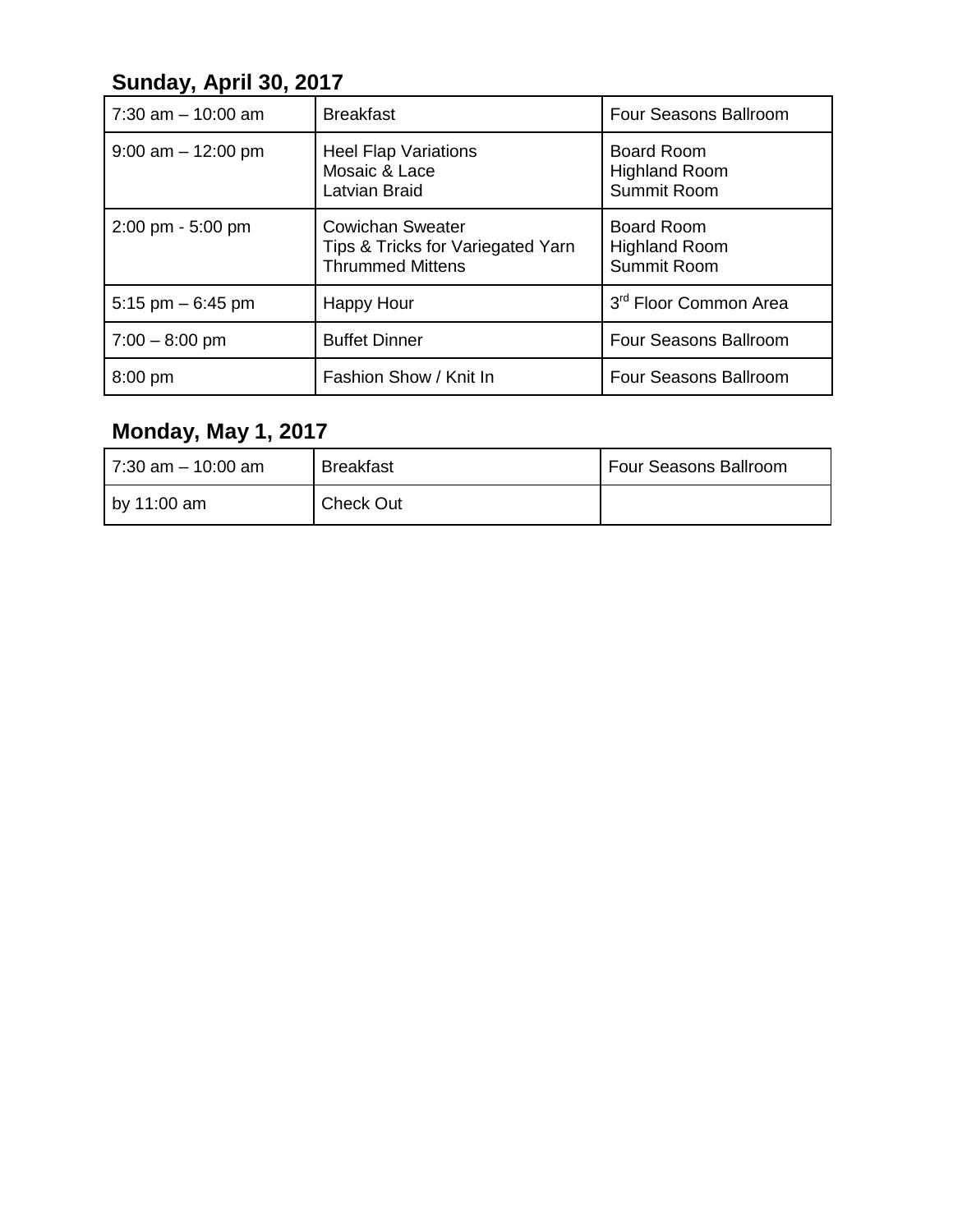## Sunday, April 30, 2017

| | | |
|---|---|---|
| 7:30 am – 10:00 am | Breakfast | Four Seasons Ballroom |
| 9:00 am – 12:00 pm | Heel Flap Variations<br>Mosaic & Lace<br>Latvian Braid | Board Room<br>Highland Room<br>Summit Room |
| 2:00 pm - 5:00 pm | Cowichan Sweater<br>Tips & Tricks for Variegated Yarn<br>Thrummed Mittens | Board Room<br>Highland Room<br>Summit Room |
| 5:15 pm – 6:45 pm | Happy Hour | 3rd Floor Common Area |
| 7:00 – 8:00 pm | Buffet Dinner | Four Seasons Ballroom |
| 8:00 pm | Fashion Show / Knit In | Four Seasons Ballroom |

## Monday, May 1, 2017

| | | |
|---|---|---|
| 7:30 am – 10:00 am | Breakfast | Four Seasons Ballroom |
| by 11:00 am | Check Out | |